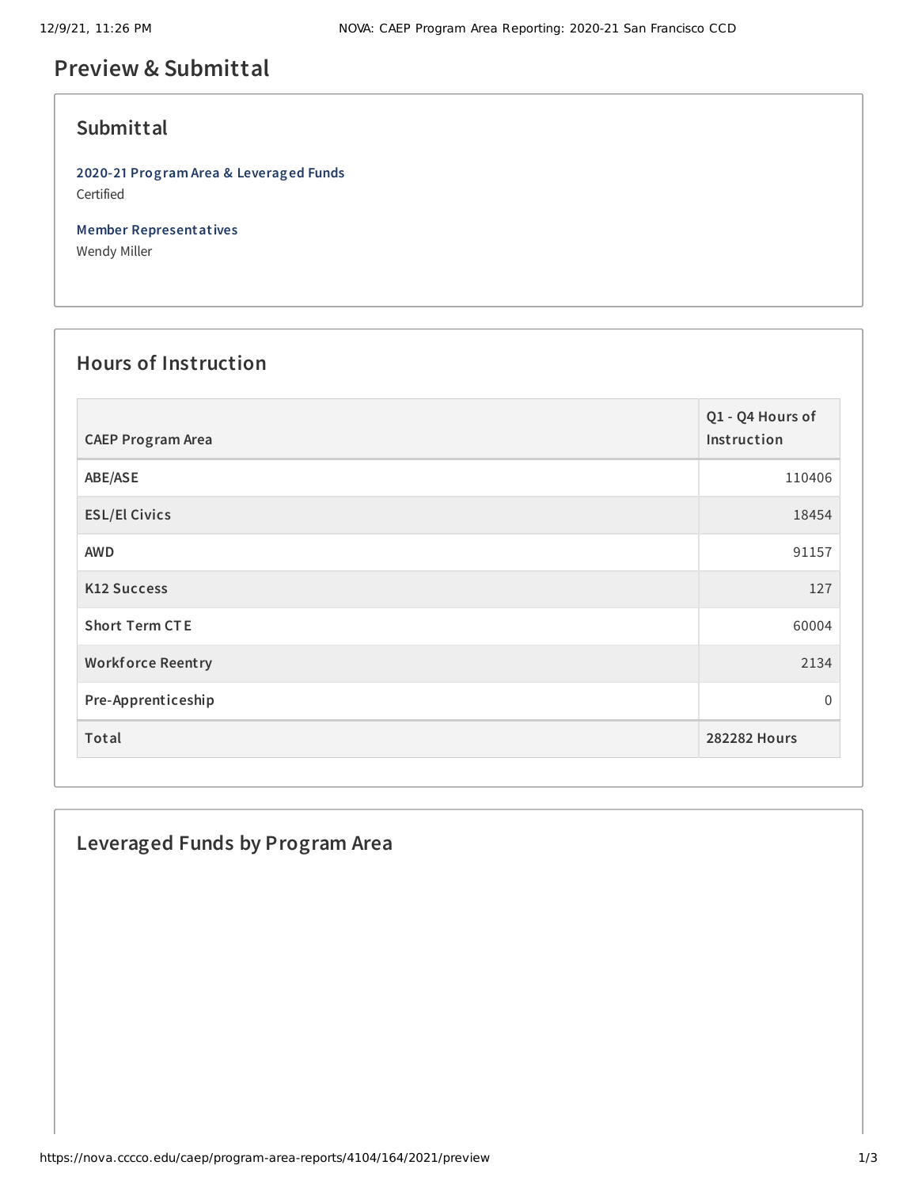# Preview & Submittal

## Submittal

**2020-21 Program Area & Leveraged Funds**
Certified

**Member Representatives**
Wendy Miller

## Hours of Instruction

| CAEP Program Area | Q1 - Q4 Hours of Instruction |
|---|---|
| ABE/ASE | 110406 |
| ESL/El Civics | 18454 |
| AWD | 91157 |
| K12 Success | 127 |
| Short Term CTE | 60004 |
| Workforce Reentry | 2134 |
| Pre-Apprenticeship | 0 |
| **Total** | **282282 Hours** |

## Leveraged Funds by Program Area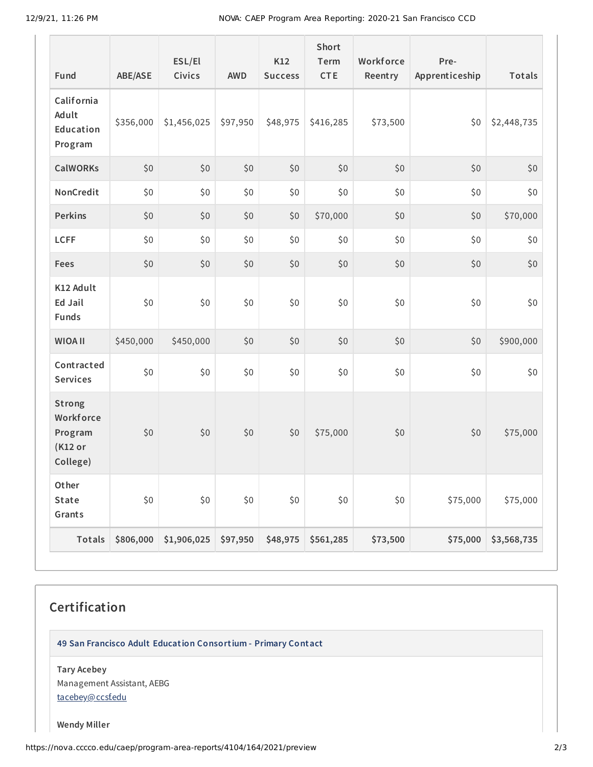| Fund | ABE/ASE | ESL/El Civics | AWD | K12 Success | Short Term CTE | Workforce Reentry | Pre-Apprenticeship | Totals |
|---|---|---|---|---|---|---|---|---|
| California Adult Education Program | $356,000 | $1,456,025 | $97,950 | $48,975 | $416,285 | $73,500 | $0 | $2,448,735 |
| CalWORKs | $0 | $0 | $0 | $0 | $0 | $0 | $0 | $0 |
| NonCredit | $0 | $0 | $0 | $0 | $0 | $0 | $0 | $0 |
| Perkins | $0 | $0 | $0 | $0 | $70,000 | $0 | $0 | $70,000 |
| LCFF | $0 | $0 | $0 | $0 | $0 | $0 | $0 | $0 |
| Fees | $0 | $0 | $0 | $0 | $0 | $0 | $0 | $0 |
| K12 Adult Ed Jail Funds | $0 | $0 | $0 | $0 | $0 | $0 | $0 | $0 |
| WIOA II | $450,000 | $450,000 | $0 | $0 | $0 | $0 | $0 | $900,000 |
| Contracted Services | $0 | $0 | $0 | $0 | $0 | $0 | $0 | $0 |
| Strong Workforce Program (K12 or College) | $0 | $0 | $0 | $0 | $75,000 | $0 | $0 | $75,000 |
| Other State Grants | $0 | $0 | $0 | $0 | $0 | $0 | $75,000 | $75,000 |
| **Totals** | **$806,000** | **$1,906,025** | **$97,950** | **$48,975** | **$561,285** | **$73,500** | **$75,000** | **$3,568,735** |

## Certification

**49 San Francisco Adult Education Consortium - Primary Contact**

**Tary Acebey**
Management Assistant, AEBG
tacebey@ccsf.edu

**Wendy Miller**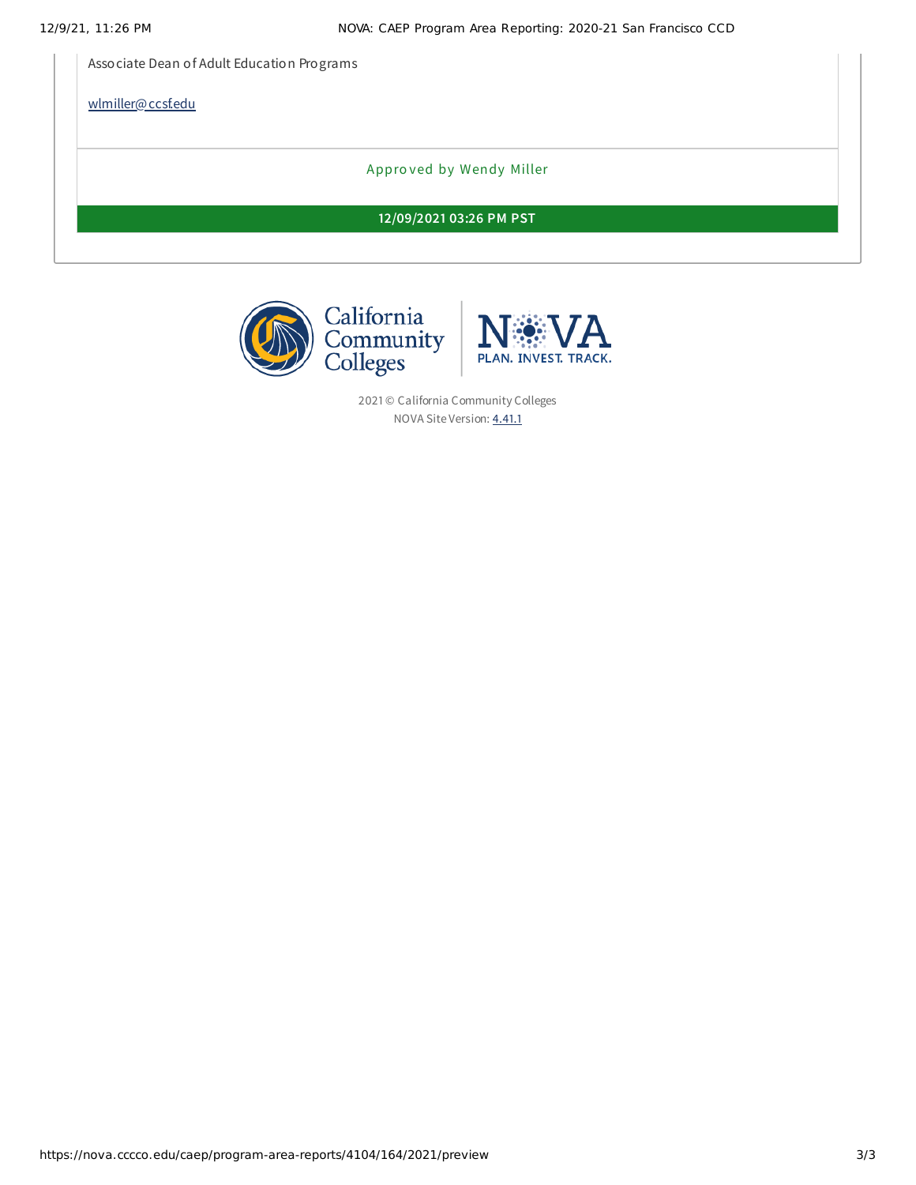Associate Dean of Adult Education Programs

wlmiller@ccsf.edu

Approved by Wendy Miller

**12/09/2021 03:26 PM PST**

2021 © California Community Colleges
NOVA Site Version: 4.41.1